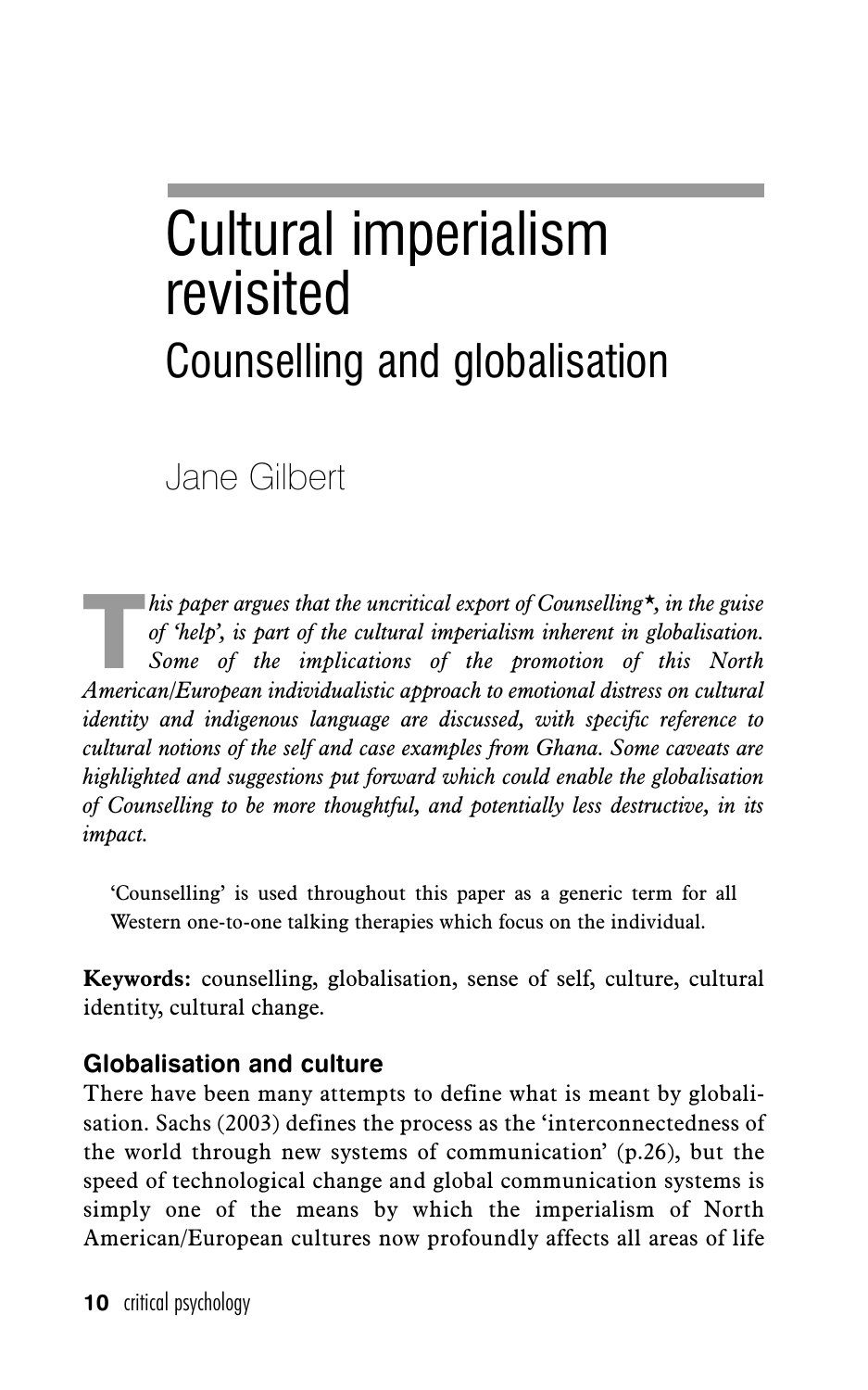# Cultural imperialism revisited

## Counselling and globalisation

Jane Gilbert

*This paper argues that the uncritical export of Counselling\*, in the guise of 'help', is part of the cultural imperialism inherent in globalisation. Some of the implications of the promotion of this North American/European individualistic approach to emotional distress on cultural identity and indigenous language are discussed, with specific reference to cultural notions of the self and case examples from Ghana. Some caveats are highlighted and suggestions put forward which could enable the globalisation of Counselling to be more thoughtful, and potentially less destructive, in its impact.*

'Counselling' is used throughout this paper as a generic term for all Western one-to-one talking therapies which focus on the individual.

**Keywords:** counselling, globalisation, sense of self, culture, cultural identity, cultural change.

### Globalisation and culture

There have been many attempts to define what is meant by globalisation. Sachs (2003) defines the process as the 'interconnectedness of the world through new systems of communication' (p.26), but the speed of technological change and global communication systems is simply one of the means by which the imperialism of North American/European cultures now profoundly affects all areas of life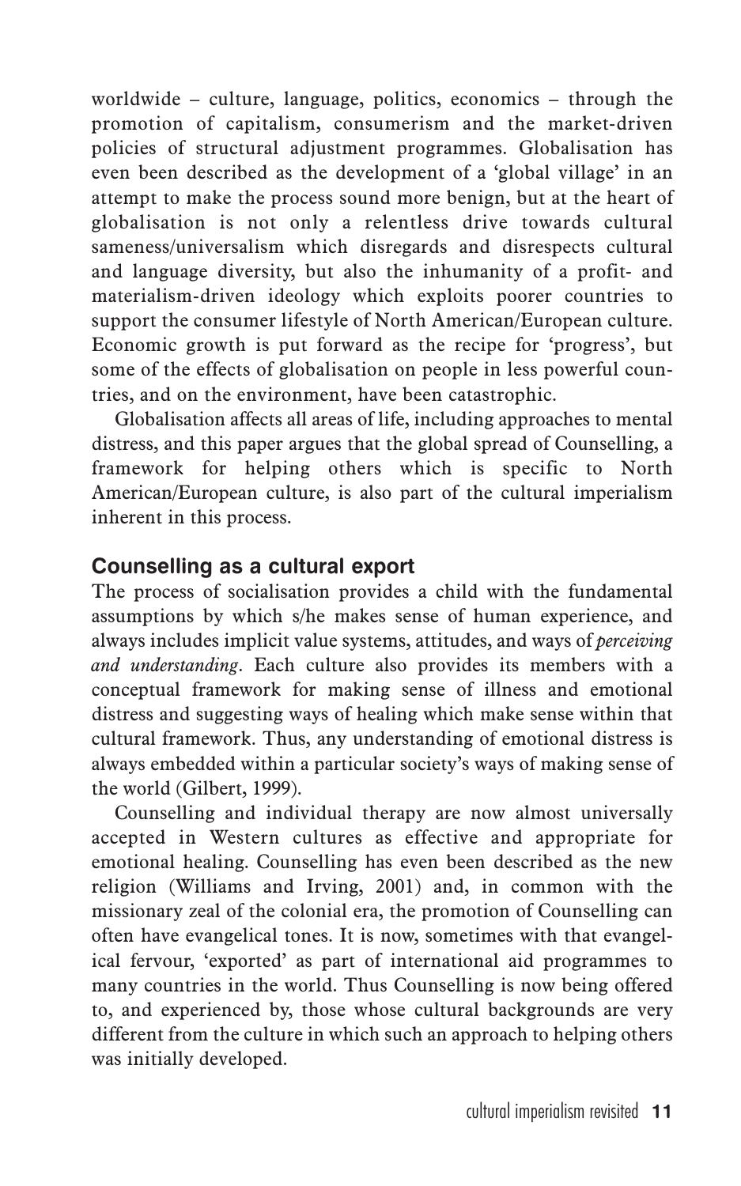worldwide – culture, language, politics, economics – through the promotion of capitalism, consumerism and the market-driven policies of structural adjustment programmes. Globalisation has even been described as the development of a 'global village' in an attempt to make the process sound more benign, but at the heart of globalisation is not only a relentless drive towards cultural sameness/universalism which disregards and disrespects cultural and language diversity, but also the inhumanity of a profit- and materialism-driven ideology which exploits poorer countries to support the consumer lifestyle of North American/European culture. Economic growth is put forward as the recipe for 'progress', but some of the effects of globalisation on people in less powerful countries, and on the environment, have been catastrophic.

Globalisation affects all areas of life, including approaches to mental distress, and this paper argues that the global spread of Counselling, a framework for helping others which is specific to North American/European culture, is also part of the cultural imperialism inherent in this process.

## Counselling as a cultural export

The process of socialisation provides a child with the fundamental assumptions by which s/he makes sense of human experience, and always includes implicit value systems, attitudes, and ways of *perceiving and understanding*. Each culture also provides its members with a conceptual framework for making sense of illness and emotional distress and suggesting ways of healing which make sense within that cultural framework. Thus, any understanding of emotional distress is always embedded within a particular society's ways of making sense of the world (Gilbert, 1999).

Counselling and individual therapy are now almost universally accepted in Western cultures as effective and appropriate for emotional healing. Counselling has even been described as the new religion (Williams and Irving, 2001) and, in common with the missionary zeal of the colonial era, the promotion of Counselling can often have evangelical tones. It is now, sometimes with that evangelical fervour, 'exported' as part of international aid programmes to many countries in the world. Thus Counselling is now being offered to, and experienced by, those whose cultural backgrounds are very different from the culture in which such an approach to helping others was initially developed.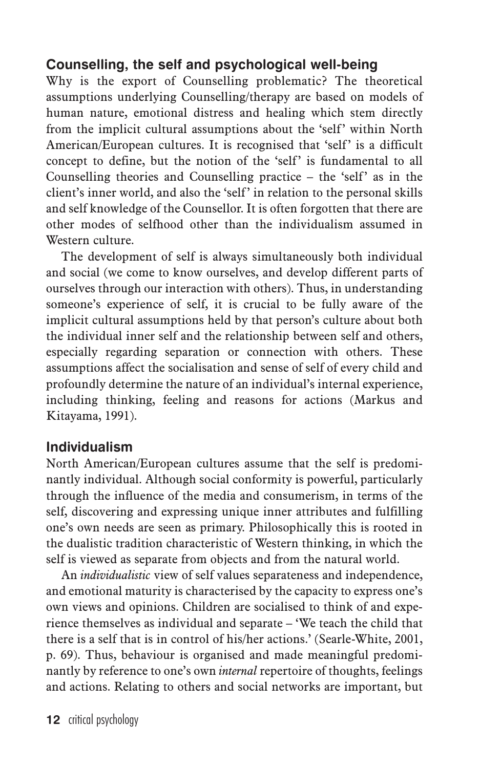## Counselling, the self and psychological well-being

Why is the export of Counselling problematic? The theoretical assumptions underlying Counselling/therapy are based on models of human nature, emotional distress and healing which stem directly from the implicit cultural assumptions about the 'self' within North American/European cultures. It is recognised that 'self' is a difficult concept to define, but the notion of the 'self' is fundamental to all Counselling theories and Counselling practice – the 'self' as in the client's inner world, and also the 'self' in relation to the personal skills and self knowledge of the Counsellor. It is often forgotten that there are other modes of selfhood other than the individualism assumed in Western culture.

The development of self is always simultaneously both individual and social (we come to know ourselves, and develop different parts of ourselves through our interaction with others). Thus, in understanding someone's experience of self, it is crucial to be fully aware of the implicit cultural assumptions held by that person's culture about both the individual inner self and the relationship between self and others, especially regarding separation or connection with others. These assumptions affect the socialisation and sense of self of every child and profoundly determine the nature of an individual's internal experience, including thinking, feeling and reasons for actions (Markus and Kitayama, 1991).

## Individualism

North American/European cultures assume that the self is predominantly individual. Although social conformity is powerful, particularly through the influence of the media and consumerism, in terms of the self, discovering and expressing unique inner attributes and fulfilling one's own needs are seen as primary. Philosophically this is rooted in the dualistic tradition characteristic of Western thinking, in which the self is viewed as separate from objects and from the natural world.

An *individualistic* view of self values separateness and independence, and emotional maturity is characterised by the capacity to express one's own views and opinions. Children are socialised to think of and experience themselves as individual and separate – 'We teach the child that there is a self that is in control of his/her actions.' (Searle-White, 2001, p. 69). Thus, behaviour is organised and made meaningful predominantly by reference to one's own *internal* repertoire of thoughts, feelings and actions. Relating to others and social networks are important, but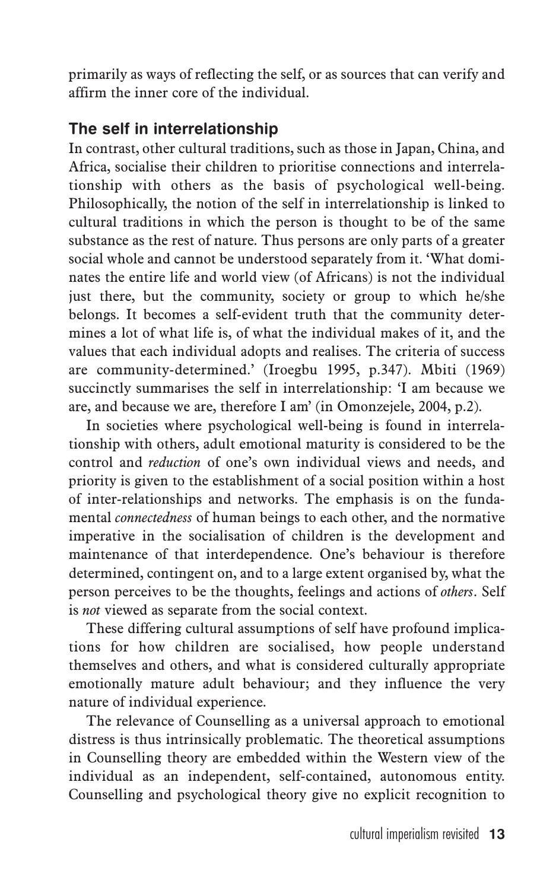primarily as ways of reflecting the self, or as sources that can verify and affirm the inner core of the individual.

## The self in interrelationship

In contrast, other cultural traditions, such as those in Japan, China, and Africa, socialise their children to prioritise connections and interrelationship with others as the basis of psychological well-being. Philosophically, the notion of the self in interrelationship is linked to cultural traditions in which the person is thought to be of the same substance as the rest of nature. Thus persons are only parts of a greater social whole and cannot be understood separately from it. 'What dominates the entire life and world view (of Africans) is not the individual just there, but the community, society or group to which he/she belongs. It becomes a self-evident truth that the community determines a lot of what life is, of what the individual makes of it, and the values that each individual adopts and realises. The criteria of success are community-determined.' (Iroegbu 1995, p.347). Mbiti (1969) succinctly summarises the self in interrelationship: 'I am because we are, and because we are, therefore I am' (in Omonzejele, 2004, p.2).

In societies where psychological well-being is found in interrelationship with others, adult emotional maturity is considered to be the control and *reduction* of one's own individual views and needs, and priority is given to the establishment of a social position within a host of inter-relationships and networks. The emphasis is on the fundamental *connectedness* of human beings to each other, and the normative imperative in the socialisation of children is the development and maintenance of that interdependence. One's behaviour is therefore determined, contingent on, and to a large extent organised by, what the person perceives to be the thoughts, feelings and actions of *others*. Self is *not* viewed as separate from the social context.

These differing cultural assumptions of self have profound implications for how children are socialised, how people understand themselves and others, and what is considered culturally appropriate emotionally mature adult behaviour; and they influence the very nature of individual experience.

The relevance of Counselling as a universal approach to emotional distress is thus intrinsically problematic. The theoretical assumptions in Counselling theory are embedded within the Western view of the individual as an independent, self-contained, autonomous entity. Counselling and psychological theory give no explicit recognition to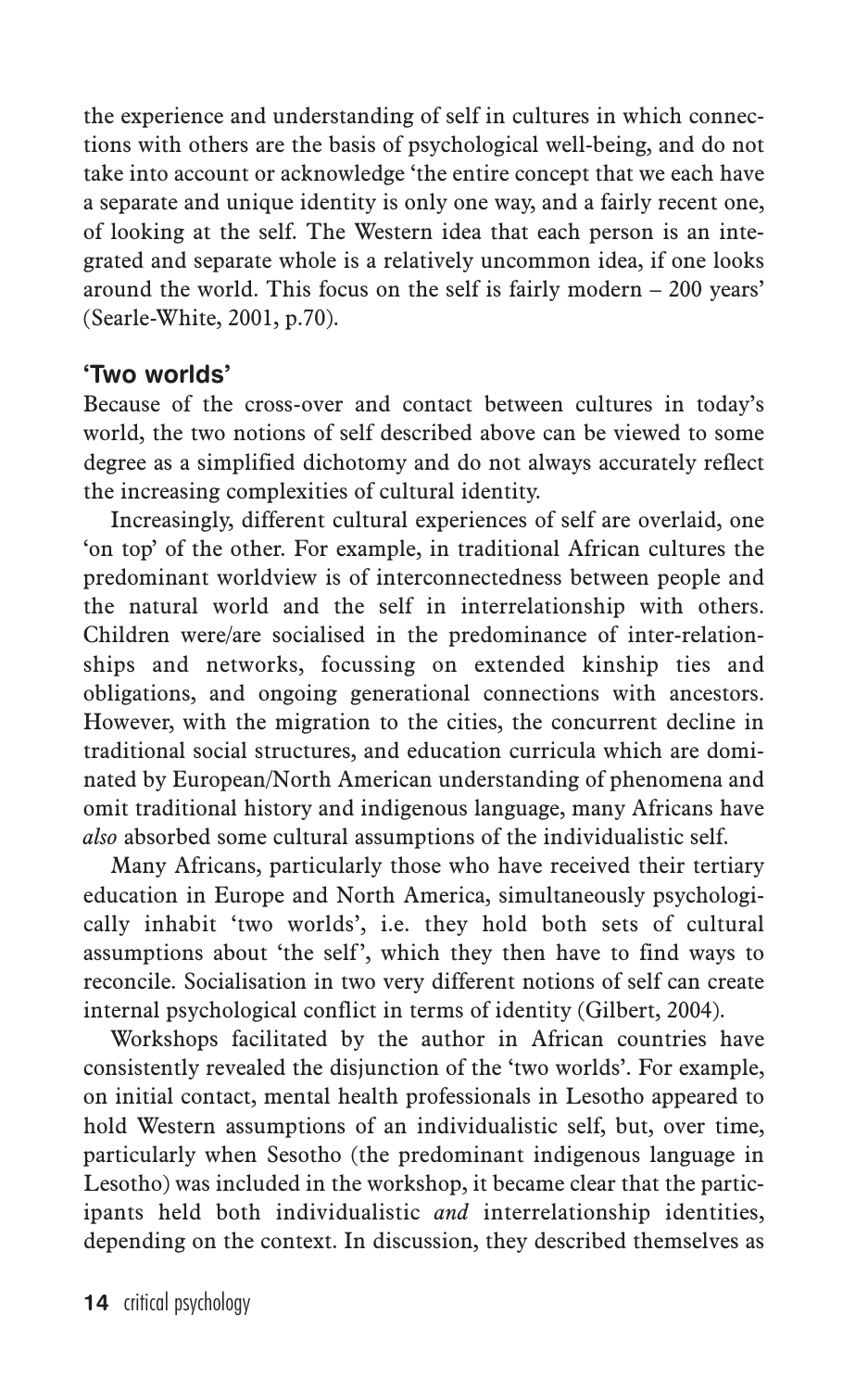the experience and understanding of self in cultures in which connections with others are the basis of psychological well-being, and do not take into account or acknowledge 'the entire concept that we each have a separate and unique identity is only one way, and a fairly recent one, of looking at the self. The Western idea that each person is an integrated and separate whole is a relatively uncommon idea, if one looks around the world. This focus on the self is fairly modern – 200 years' (Searle-White, 2001, p.70).

## 'Two worlds'

Because of the cross-over and contact between cultures in today's world, the two notions of self described above can be viewed to some degree as a simplified dichotomy and do not always accurately reflect the increasing complexities of cultural identity.

Increasingly, different cultural experiences of self are overlaid, one 'on top' of the other. For example, in traditional African cultures the predominant worldview is of interconnectedness between people and the natural world and the self in interrelationship with others. Children were/are socialised in the predominance of inter-relationships and networks, focussing on extended kinship ties and obligations, and ongoing generational connections with ancestors. However, with the migration to the cities, the concurrent decline in traditional social structures, and education curricula which are dominated by European/North American understanding of phenomena and omit traditional history and indigenous language, many Africans have *also* absorbed some cultural assumptions of the individualistic self.

Many Africans, particularly those who have received their tertiary education in Europe and North America, simultaneously psychologically inhabit 'two worlds', i.e. they hold both sets of cultural assumptions about 'the self', which they then have to find ways to reconcile. Socialisation in two very different notions of self can create internal psychological conflict in terms of identity (Gilbert, 2004).

Workshops facilitated by the author in African countries have consistently revealed the disjunction of the 'two worlds'. For example, on initial contact, mental health professionals in Lesotho appeared to hold Western assumptions of an individualistic self, but, over time, particularly when Sesotho (the predominant indigenous language in Lesotho) was included in the workshop, it became clear that the participants held both individualistic *and* interrelationship identities, depending on the context. In discussion, they described themselves as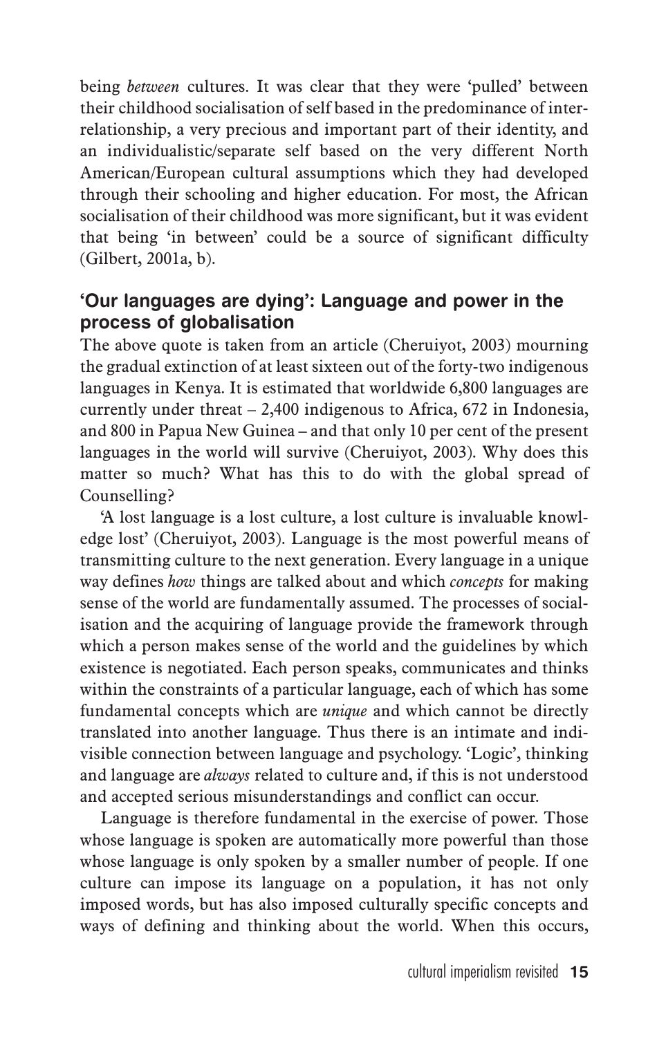being *between* cultures. It was clear that they were 'pulled' between their childhood socialisation of self based in the predominance of interrelationship, a very precious and important part of their identity, and an individualistic/separate self based on the very different North American/European cultural assumptions which they had developed through their schooling and higher education. For most, the African socialisation of their childhood was more significant, but it was evident that being 'in between' could be a source of significant difficulty (Gilbert, 2001a, b).

## 'Our languages are dying': Language and power in the process of globalisation

The above quote is taken from an article (Cheruiyot, 2003) mourning the gradual extinction of at least sixteen out of the forty-two indigenous languages in Kenya. It is estimated that worldwide 6,800 languages are currently under threat – 2,400 indigenous to Africa, 672 in Indonesia, and 800 in Papua New Guinea – and that only 10 per cent of the present languages in the world will survive (Cheruiyot, 2003). Why does this matter so much? What has this to do with the global spread of Counselling?

'A lost language is a lost culture, a lost culture is invaluable knowledge lost' (Cheruiyot, 2003). Language is the most powerful means of transmitting culture to the next generation. Every language in a unique way defines *how* things are talked about and which *concepts* for making sense of the world are fundamentally assumed. The processes of socialisation and the acquiring of language provide the framework through which a person makes sense of the world and the guidelines by which existence is negotiated. Each person speaks, communicates and thinks within the constraints of a particular language, each of which has some fundamental concepts which are *unique* and which cannot be directly translated into another language. Thus there is an intimate and indivisible connection between language and psychology. 'Logic', thinking and language are *always* related to culture and, if this is not understood and accepted serious misunderstandings and conflict can occur.

Language is therefore fundamental in the exercise of power. Those whose language is spoken are automatically more powerful than those whose language is only spoken by a smaller number of people. If one culture can impose its language on a population, it has not only imposed words, but has also imposed culturally specific concepts and ways of defining and thinking about the world. When this occurs,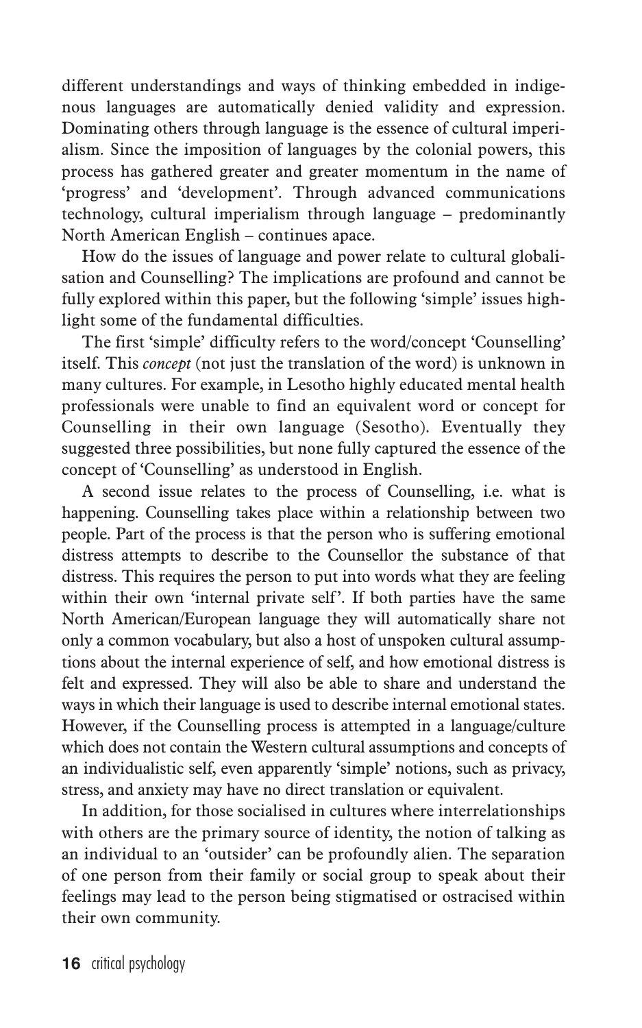different understandings and ways of thinking embedded in indigenous languages are automatically denied validity and expression. Dominating others through language is the essence of cultural imperialism. Since the imposition of languages by the colonial powers, this process has gathered greater and greater momentum in the name of 'progress' and 'development'. Through advanced communications technology, cultural imperialism through language – predominantly North American English – continues apace.

How do the issues of language and power relate to cultural globalisation and Counselling? The implications are profound and cannot be fully explored within this paper, but the following 'simple' issues highlight some of the fundamental difficulties.

The first 'simple' difficulty refers to the word/concept 'Counselling' itself. This *concept* (not just the translation of the word) is unknown in many cultures. For example, in Lesotho highly educated mental health professionals were unable to find an equivalent word or concept for Counselling in their own language (Sesotho). Eventually they suggested three possibilities, but none fully captured the essence of the concept of 'Counselling' as understood in English.

A second issue relates to the process of Counselling, i.e. what is happening. Counselling takes place within a relationship between two people. Part of the process is that the person who is suffering emotional distress attempts to describe to the Counsellor the substance of that distress. This requires the person to put into words what they are feeling within their own 'internal private self'. If both parties have the same North American/European language they will automatically share not only a common vocabulary, but also a host of unspoken cultural assumptions about the internal experience of self, and how emotional distress is felt and expressed. They will also be able to share and understand the ways in which their language is used to describe internal emotional states. However, if the Counselling process is attempted in a language/culture which does not contain the Western cultural assumptions and concepts of an individualistic self, even apparently 'simple' notions, such as privacy, stress, and anxiety may have no direct translation or equivalent.

In addition, for those socialised in cultures where interrelationships with others are the primary source of identity, the notion of talking as an individual to an 'outsider' can be profoundly alien. The separation of one person from their family or social group to speak about their feelings may lead to the person being stigmatised or ostracised within their own community.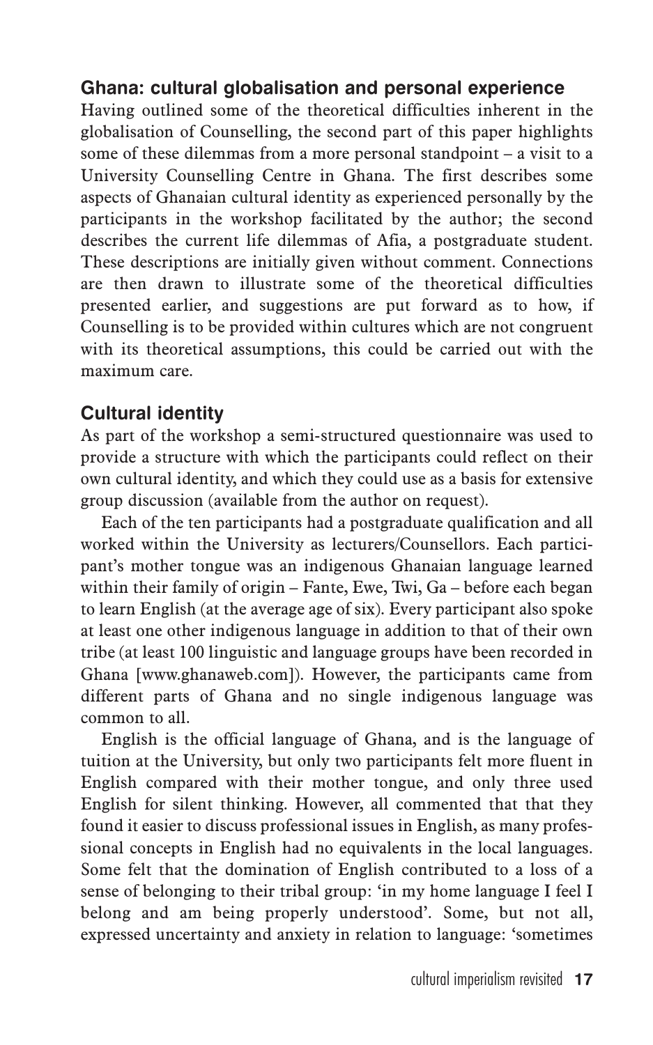## Ghana: cultural globalisation and personal experience

Having outlined some of the theoretical difficulties inherent in the globalisation of Counselling, the second part of this paper highlights some of these dilemmas from a more personal standpoint – a visit to a University Counselling Centre in Ghana. The first describes some aspects of Ghanaian cultural identity as experienced personally by the participants in the workshop facilitated by the author; the second describes the current life dilemmas of Afia, a postgraduate student. These descriptions are initially given without comment. Connections are then drawn to illustrate some of the theoretical difficulties presented earlier, and suggestions are put forward as to how, if Counselling is to be provided within cultures which are not congruent with its theoretical assumptions, this could be carried out with the maximum care.

## Cultural identity

As part of the workshop a semi-structured questionnaire was used to provide a structure with which the participants could reflect on their own cultural identity, and which they could use as a basis for extensive group discussion (available from the author on request).

Each of the ten participants had a postgraduate qualification and all worked within the University as lecturers/Counsellors. Each participant's mother tongue was an indigenous Ghanaian language learned within their family of origin – Fante, Ewe, Twi, Ga – before each began to learn English (at the average age of six). Every participant also spoke at least one other indigenous language in addition to that of their own tribe (at least 100 linguistic and language groups have been recorded in Ghana [www.ghanaweb.com]). However, the participants came from different parts of Ghana and no single indigenous language was common to all.

English is the official language of Ghana, and is the language of tuition at the University, but only two participants felt more fluent in English compared with their mother tongue, and only three used English for silent thinking. However, all commented that that they found it easier to discuss professional issues in English, as many professional concepts in English had no equivalents in the local languages. Some felt that the domination of English contributed to a loss of a sense of belonging to their tribal group: 'in my home language I feel I belong and am being properly understood'. Some, but not all, expressed uncertainty and anxiety in relation to language: 'sometimes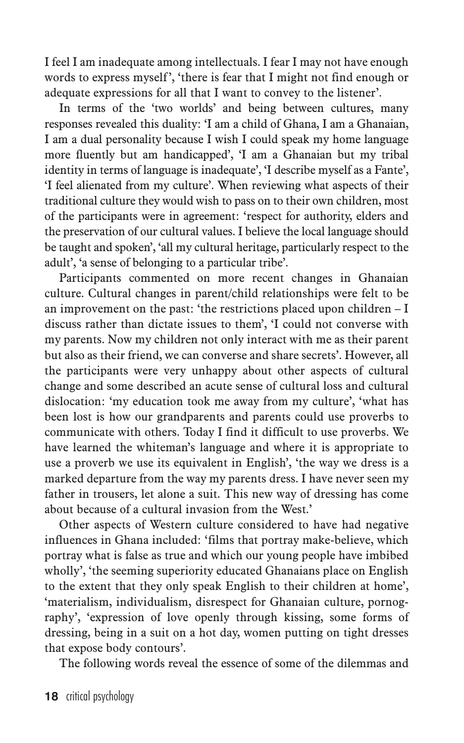I feel I am inadequate among intellectuals. I fear I may not have enough words to express myself', 'there is fear that I might not find enough or adequate expressions for all that I want to convey to the listener'.

In terms of the 'two worlds' and being between cultures, many responses revealed this duality: 'I am a child of Ghana, I am a Ghanaian, I am a dual personality because I wish I could speak my home language more fluently but am handicapped', 'I am a Ghanaian but my tribal identity in terms of language is inadequate', 'I describe myself as a Fante', 'I feel alienated from my culture'. When reviewing what aspects of their traditional culture they would wish to pass on to their own children, most of the participants were in agreement: 'respect for authority, elders and the preservation of our cultural values. I believe the local language should be taught and spoken', 'all my cultural heritage, particularly respect to the adult', 'a sense of belonging to a particular tribe'.

Participants commented on more recent changes in Ghanaian culture. Cultural changes in parent/child relationships were felt to be an improvement on the past: 'the restrictions placed upon children – I discuss rather than dictate issues to them', 'I could not converse with my parents. Now my children not only interact with me as their parent but also as their friend, we can converse and share secrets'. However, all the participants were very unhappy about other aspects of cultural change and some described an acute sense of cultural loss and cultural dislocation: 'my education took me away from my culture', 'what has been lost is how our grandparents and parents could use proverbs to communicate with others. Today I find it difficult to use proverbs. We have learned the whiteman's language and where it is appropriate to use a proverb we use its equivalent in English', 'the way we dress is a marked departure from the way my parents dress. I have never seen my father in trousers, let alone a suit. This new way of dressing has come about because of a cultural invasion from the West.'

Other aspects of Western culture considered to have had negative influences in Ghana included: 'films that portray make-believe, which portray what is false as true and which our young people have imbibed wholly', 'the seeming superiority educated Ghanaians place on English to the extent that they only speak English to their children at home', 'materialism, individualism, disrespect for Ghanaian culture, pornography', 'expression of love openly through kissing, some forms of dressing, being in a suit on a hot day, women putting on tight dresses that expose body contours'.

The following words reveal the essence of some of the dilemmas and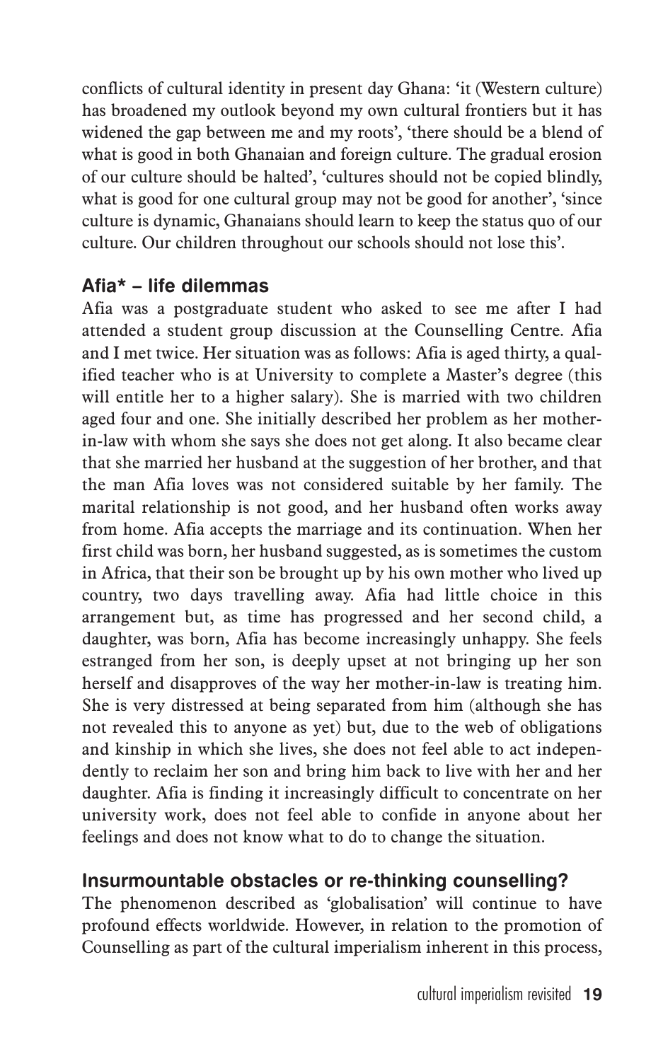conflicts of cultural identity in present day Ghana: 'it (Western culture) has broadened my outlook beyond my own cultural frontiers but it has widened the gap between me and my roots', 'there should be a blend of what is good in both Ghanaian and foreign culture. The gradual erosion of our culture should be halted', 'cultures should not be copied blindly, what is good for one cultural group may not be good for another', 'since culture is dynamic, Ghanaians should learn to keep the status quo of our culture. Our children throughout our schools should not lose this'.

### Afia* – life dilemmas

Afia was a postgraduate student who asked to see me after I had attended a student group discussion at the Counselling Centre. Afia and I met twice. Her situation was as follows: Afia is aged thirty, a qualified teacher who is at University to complete a Master's degree (this will entitle her to a higher salary). She is married with two children aged four and one. She initially described her problem as her mother-in-law with whom she says she does not get along. It also became clear that she married her husband at the suggestion of her brother, and that the man Afia loves was not considered suitable by her family. The marital relationship is not good, and her husband often works away from home. Afia accepts the marriage and its continuation. When her first child was born, her husband suggested, as is sometimes the custom in Africa, that their son be brought up by his own mother who lived up country, two days travelling away. Afia had little choice in this arrangement but, as time has progressed and her second child, a daughter, was born, Afia has become increasingly unhappy. She feels estranged from her son, is deeply upset at not bringing up her son herself and disapproves of the way her mother-in-law is treating him. She is very distressed at being separated from him (although she has not revealed this to anyone as yet) but, due to the web of obligations and kinship in which she lives, she does not feel able to act independently to reclaim her son and bring him back to live with her and her daughter. Afia is finding it increasingly difficult to concentrate on her university work, does not feel able to confide in anyone about her feelings and does not know what to do to change the situation.

### Insurmountable obstacles or re-thinking counselling?

The phenomenon described as 'globalisation' will continue to have profound effects worldwide. However, in relation to the promotion of Counselling as part of the cultural imperialism inherent in this process,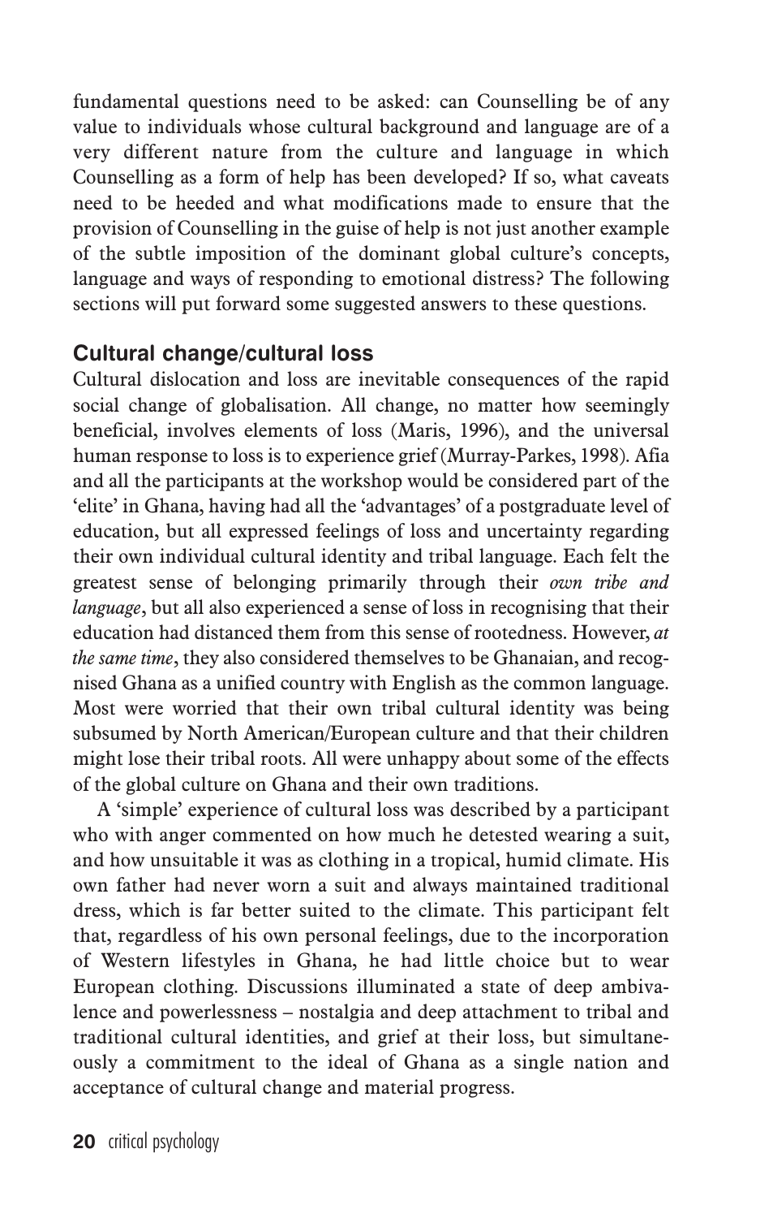fundamental questions need to be asked: can Counselling be of any value to individuals whose cultural background and language are of a very different nature from the culture and language in which Counselling as a form of help has been developed? If so, what caveats need to be heeded and what modifications made to ensure that the provision of Counselling in the guise of help is not just another example of the subtle imposition of the dominant global culture's concepts, language and ways of responding to emotional distress? The following sections will put forward some suggested answers to these questions.

## Cultural change/cultural loss

Cultural dislocation and loss are inevitable consequences of the rapid social change of globalisation. All change, no matter how seemingly beneficial, involves elements of loss (Maris, 1996), and the universal human response to loss is to experience grief (Murray-Parkes, 1998). Afia and all the participants at the workshop would be considered part of the 'elite' in Ghana, having had all the 'advantages' of a postgraduate level of education, but all expressed feelings of loss and uncertainty regarding their own individual cultural identity and tribal language. Each felt the greatest sense of belonging primarily through their *own tribe and language*, but all also experienced a sense of loss in recognising that their education had distanced them from this sense of rootedness. However, *at the same time*, they also considered themselves to be Ghanaian, and recognised Ghana as a unified country with English as the common language. Most were worried that their own tribal cultural identity was being subsumed by North American/European culture and that their children might lose their tribal roots. All were unhappy about some of the effects of the global culture on Ghana and their own traditions.

A 'simple' experience of cultural loss was described by a participant who with anger commented on how much he detested wearing a suit, and how unsuitable it was as clothing in a tropical, humid climate. His own father had never worn a suit and always maintained traditional dress, which is far better suited to the climate. This participant felt that, regardless of his own personal feelings, due to the incorporation of Western lifestyles in Ghana, he had little choice but to wear European clothing. Discussions illuminated a state of deep ambivalence and powerlessness – nostalgia and deep attachment to tribal and traditional cultural identities, and grief at their loss, but simultaneously a commitment to the ideal of Ghana as a single nation and acceptance of cultural change and material progress.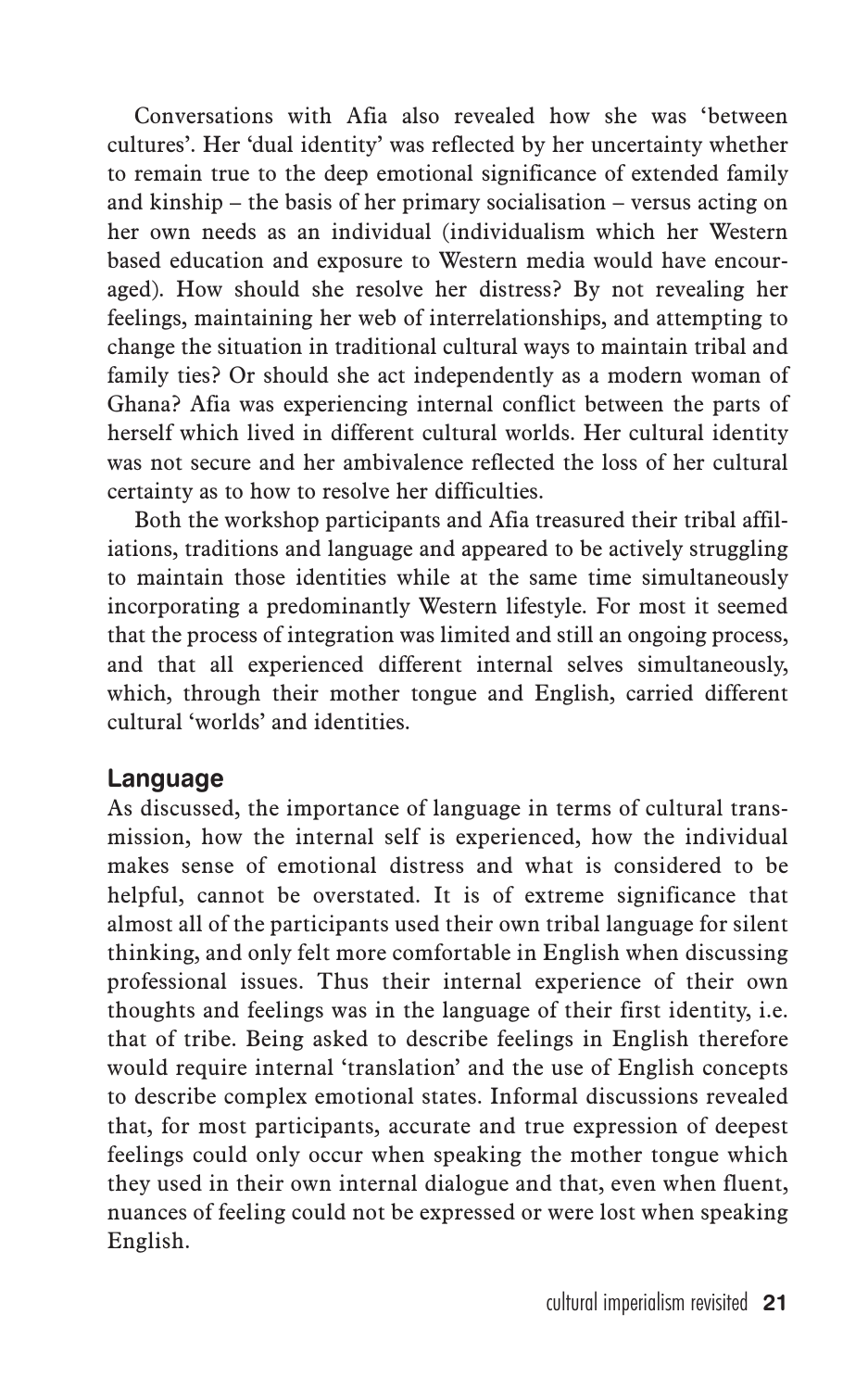Conversations with Afia also revealed how she was 'between cultures'. Her 'dual identity' was reflected by her uncertainty whether to remain true to the deep emotional significance of extended family and kinship – the basis of her primary socialisation – versus acting on her own needs as an individual (individualism which her Western based education and exposure to Western media would have encouraged). How should she resolve her distress? By not revealing her feelings, maintaining her web of interrelationships, and attempting to change the situation in traditional cultural ways to maintain tribal and family ties? Or should she act independently as a modern woman of Ghana? Afia was experiencing internal conflict between the parts of herself which lived in different cultural worlds. Her cultural identity was not secure and her ambivalence reflected the loss of her cultural certainty as to how to resolve her difficulties.

Both the workshop participants and Afia treasured their tribal affiliations, traditions and language and appeared to be actively struggling to maintain those identities while at the same time simultaneously incorporating a predominantly Western lifestyle. For most it seemed that the process of integration was limited and still an ongoing process, and that all experienced different internal selves simultaneously, which, through their mother tongue and English, carried different cultural 'worlds' and identities.

## Language

As discussed, the importance of language in terms of cultural transmission, how the internal self is experienced, how the individual makes sense of emotional distress and what is considered to be helpful, cannot be overstated. It is of extreme significance that almost all of the participants used their own tribal language for silent thinking, and only felt more comfortable in English when discussing professional issues. Thus their internal experience of their own thoughts and feelings was in the language of their first identity, i.e. that of tribe. Being asked to describe feelings in English therefore would require internal 'translation' and the use of English concepts to describe complex emotional states. Informal discussions revealed that, for most participants, accurate and true expression of deepest feelings could only occur when speaking the mother tongue which they used in their own internal dialogue and that, even when fluent, nuances of feeling could not be expressed or were lost when speaking English.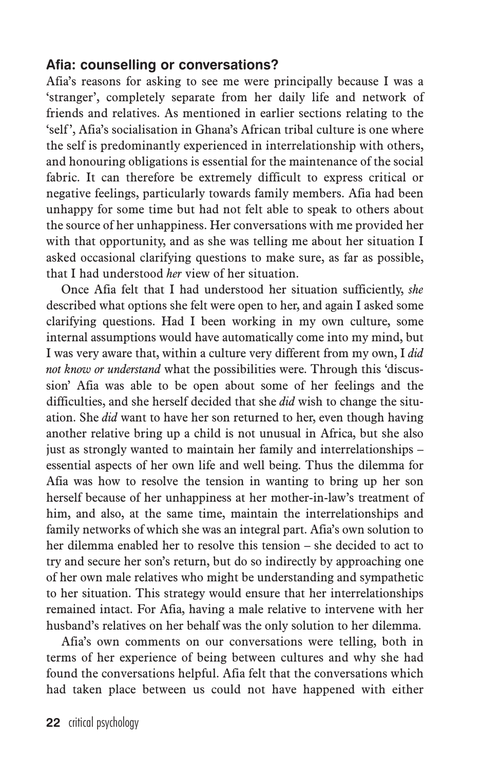## Afia: counselling or conversations?

Afia's reasons for asking to see me were principally because I was a 'stranger', completely separate from her daily life and network of friends and relatives. As mentioned in earlier sections relating to the 'self', Afia's socialisation in Ghana's African tribal culture is one where the self is predominantly experienced in interrelationship with others, and honouring obligations is essential for the maintenance of the social fabric. It can therefore be extremely difficult to express critical or negative feelings, particularly towards family members. Afia had been unhappy for some time but had not felt able to speak to others about the source of her unhappiness. Her conversations with me provided her with that opportunity, and as she was telling me about her situation I asked occasional clarifying questions to make sure, as far as possible, that I had understood *her* view of her situation.

Once Afia felt that I had understood her situation sufficiently, *she* described what options she felt were open to her, and again I asked some clarifying questions. Had I been working in my own culture, some internal assumptions would have automatically come into my mind, but I was very aware that, within a culture very different from my own, I *did not know or understand* what the possibilities were. Through this 'discussion' Afia was able to be open about some of her feelings and the difficulties, and she herself decided that she *did* wish to change the situation. She *did* want to have her son returned to her, even though having another relative bring up a child is not unusual in Africa, but she also just as strongly wanted to maintain her family and interrelationships – essential aspects of her own life and well being. Thus the dilemma for Afia was how to resolve the tension in wanting to bring up her son herself because of her unhappiness at her mother-in-law's treatment of him, and also, at the same time, maintain the interrelationships and family networks of which she was an integral part. Afia's own solution to her dilemma enabled her to resolve this tension – she decided to act to try and secure her son's return, but do so indirectly by approaching one of her own male relatives who might be understanding and sympathetic to her situation. This strategy would ensure that her interrelationships remained intact. For Afia, having a male relative to intervene with her husband's relatives on her behalf was the only solution to her dilemma.

Afia's own comments on our conversations were telling, both in terms of her experience of being between cultures and why she had found the conversations helpful. Afia felt that the conversations which had taken place between us could not have happened with either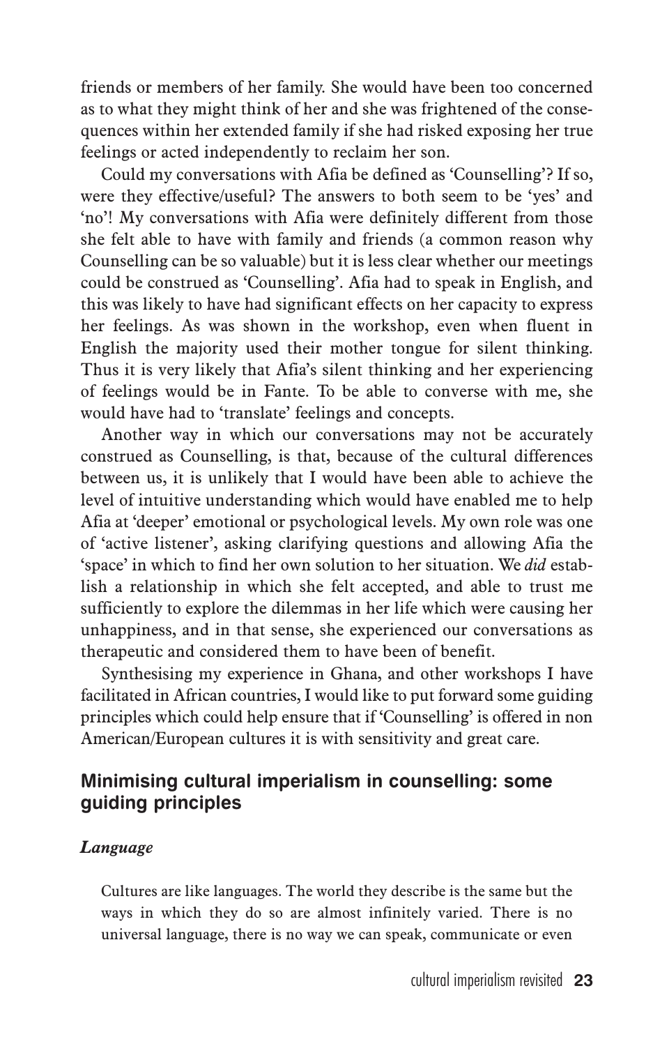friends or members of her family. She would have been too concerned as to what they might think of her and she was frightened of the consequences within her extended family if she had risked exposing her true feelings or acted independently to reclaim her son.

Could my conversations with Afia be defined as 'Counselling'? If so, were they effective/useful? The answers to both seem to be 'yes' and 'no'! My conversations with Afia were definitely different from those she felt able to have with family and friends (a common reason why Counselling can be so valuable) but it is less clear whether our meetings could be construed as 'Counselling'. Afia had to speak in English, and this was likely to have had significant effects on her capacity to express her feelings. As was shown in the workshop, even when fluent in English the majority used their mother tongue for silent thinking. Thus it is very likely that Afia's silent thinking and her experiencing of feelings would be in Fante. To be able to converse with me, she would have had to 'translate' feelings and concepts.

Another way in which our conversations may not be accurately construed as Counselling, is that, because of the cultural differences between us, it is unlikely that I would have been able to achieve the level of intuitive understanding which would have enabled me to help Afia at 'deeper' emotional or psychological levels. My own role was one of 'active listener', asking clarifying questions and allowing Afia the 'space' in which to find her own solution to her situation. We *did* establish a relationship in which she felt accepted, and able to trust me sufficiently to explore the dilemmas in her life which were causing her unhappiness, and in that sense, she experienced our conversations as therapeutic and considered them to have been of benefit.

Synthesising my experience in Ghana, and other workshops I have facilitated in African countries, I would like to put forward some guiding principles which could help ensure that if 'Counselling' is offered in non American/European cultures it is with sensitivity and great care.

## Minimising cultural imperialism in counselling: some guiding principles

### *Language*

> Cultures are like languages. The world they describe is the same but the ways in which they do so are almost infinitely varied. There is no universal language, there is no way we can speak, communicate or even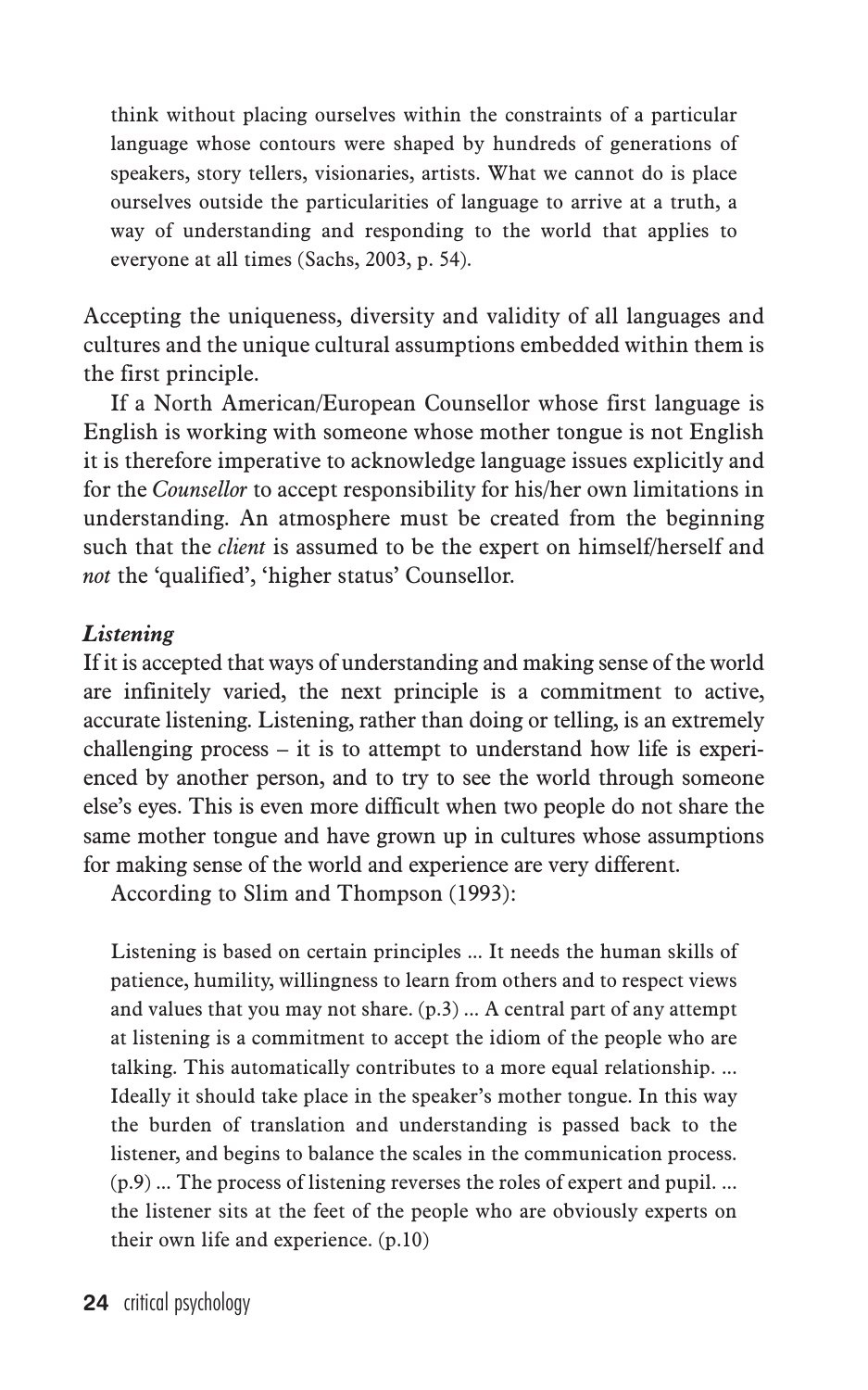> think without placing ourselves within the constraints of a particular language whose contours were shaped by hundreds of generations of speakers, story tellers, visionaries, artists. What we cannot do is place ourselves outside the particularities of language to arrive at a truth, a way of understanding and responding to the world that applies to everyone at all times (Sachs, 2003, p. 54).

Accepting the uniqueness, diversity and validity of all languages and cultures and the unique cultural assumptions embedded within them is the first principle.

If a North American/European Counsellor whose first language is English is working with someone whose mother tongue is not English it is therefore imperative to acknowledge language issues explicitly and for the *Counsellor* to accept responsibility for his/her own limitations in understanding. An atmosphere must be created from the beginning such that the *client* is assumed to be the expert on himself/herself and *not* the 'qualified', 'higher status' Counsellor.

### *Listening*

If it is accepted that ways of understanding and making sense of the world are infinitely varied, the next principle is a commitment to active, accurate listening. Listening, rather than doing or telling, is an extremely challenging process – it is to attempt to understand how life is experienced by another person, and to try to see the world through someone else's eyes. This is even more difficult when two people do not share the same mother tongue and have grown up in cultures whose assumptions for making sense of the world and experience are very different.

According to Slim and Thompson (1993):

> Listening is based on certain principles ... It needs the human skills of patience, humility, willingness to learn from others and to respect views and values that you may not share. (p.3) ... A central part of any attempt at listening is a commitment to accept the idiom of the people who are talking. This automatically contributes to a more equal relationship. ... Ideally it should take place in the speaker's mother tongue. In this way the burden of translation and understanding is passed back to the listener, and begins to balance the scales in the communication process. (p.9) ... The process of listening reverses the roles of expert and pupil. ... the listener sits at the feet of the people who are obviously experts on their own life and experience. (p.10)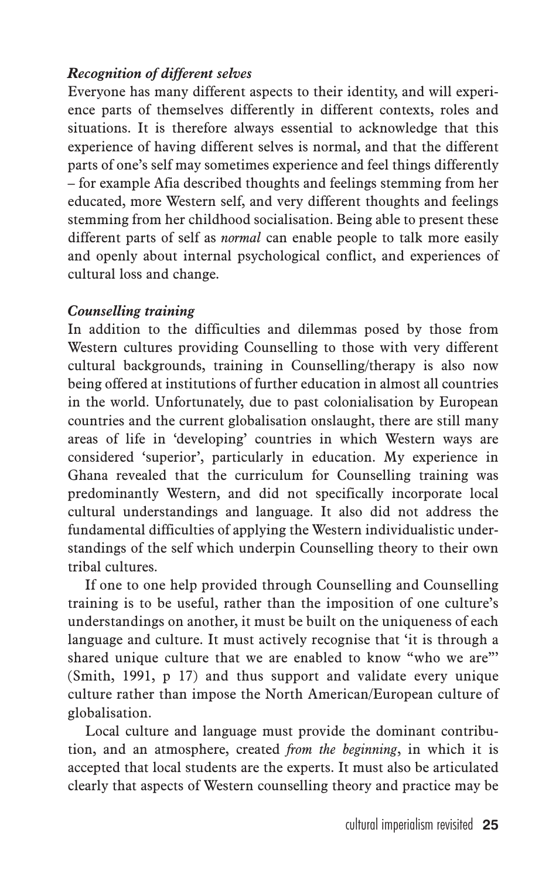***Recognition of different selves***

Everyone has many different aspects to their identity, and will experience parts of themselves differently in different contexts, roles and situations. It is therefore always essential to acknowledge that this experience of having different selves is normal, and that the different parts of one's self may sometimes experience and feel things differently – for example Afia described thoughts and feelings stemming from her educated, more Western self, and very different thoughts and feelings stemming from her childhood socialisation. Being able to present these different parts of self as *normal* can enable people to talk more easily and openly about internal psychological conflict, and experiences of cultural loss and change.

***Counselling training***

In addition to the difficulties and dilemmas posed by those from Western cultures providing Counselling to those with very different cultural backgrounds, training in Counselling/therapy is also now being offered at institutions of further education in almost all countries in the world. Unfortunately, due to past colonialisation by European countries and the current globalisation onslaught, there are still many areas of life in 'developing' countries in which Western ways are considered 'superior', particularly in education. My experience in Ghana revealed that the curriculum for Counselling training was predominantly Western, and did not specifically incorporate local cultural understandings and language. It also did not address the fundamental difficulties of applying the Western individualistic understandings of the self which underpin Counselling theory to their own tribal cultures.

If one to one help provided through Counselling and Counselling training is to be useful, rather than the imposition of one culture's understandings on another, it must be built on the uniqueness of each language and culture. It must actively recognise that 'it is through a shared unique culture that we are enabled to know "who we are"' (Smith, 1991, p 17) and thus support and validate every unique culture rather than impose the North American/European culture of globalisation.

Local culture and language must provide the dominant contribution, and an atmosphere, created *from the beginning*, in which it is accepted that local students are the experts. It must also be articulated clearly that aspects of Western counselling theory and practice may be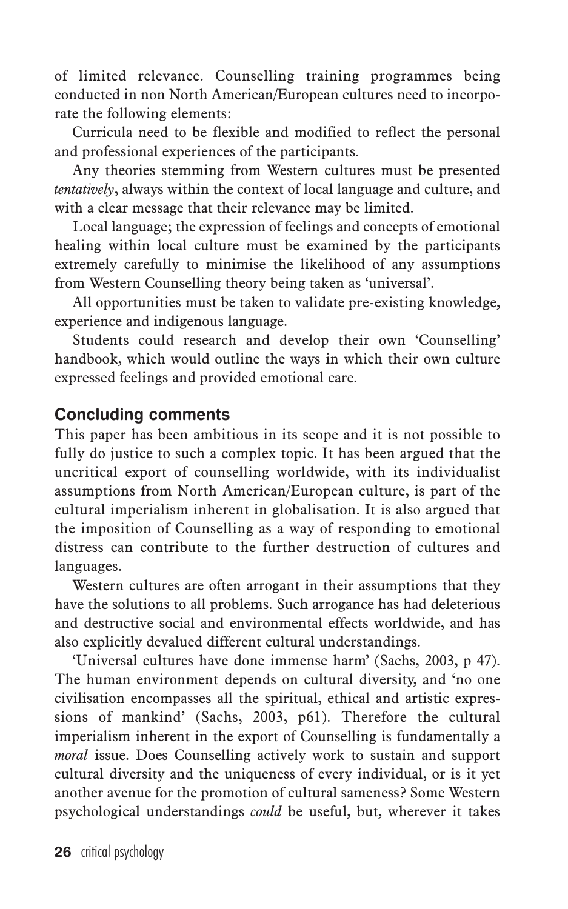of limited relevance. Counselling training programmes being conducted in non North American/European cultures need to incorporate the following elements:

Curricula need to be flexible and modified to reflect the personal and professional experiences of the participants.

Any theories stemming from Western cultures must be presented *tentatively*, always within the context of local language and culture, and with a clear message that their relevance may be limited.

Local language; the expression of feelings and concepts of emotional healing within local culture must be examined by the participants extremely carefully to minimise the likelihood of any assumptions from Western Counselling theory being taken as 'universal'.

All opportunities must be taken to validate pre-existing knowledge, experience and indigenous language.

Students could research and develop their own 'Counselling' handbook, which would outline the ways in which their own culture expressed feelings and provided emotional care.

## Concluding comments

This paper has been ambitious in its scope and it is not possible to fully do justice to such a complex topic. It has been argued that the uncritical export of counselling worldwide, with its individualist assumptions from North American/European culture, is part of the cultural imperialism inherent in globalisation. It is also argued that the imposition of Counselling as a way of responding to emotional distress can contribute to the further destruction of cultures and languages.

Western cultures are often arrogant in their assumptions that they have the solutions to all problems. Such arrogance has had deleterious and destructive social and environmental effects worldwide, and has also explicitly devalued different cultural understandings.

'Universal cultures have done immense harm' (Sachs, 2003, p 47). The human environment depends on cultural diversity, and 'no one civilisation encompasses all the spiritual, ethical and artistic expressions of mankind' (Sachs, 2003, p61). Therefore the cultural imperialism inherent in the export of Counselling is fundamentally a *moral* issue. Does Counselling actively work to sustain and support cultural diversity and the uniqueness of every individual, or is it yet another avenue for the promotion of cultural sameness? Some Western psychological understandings *could* be useful, but, wherever it takes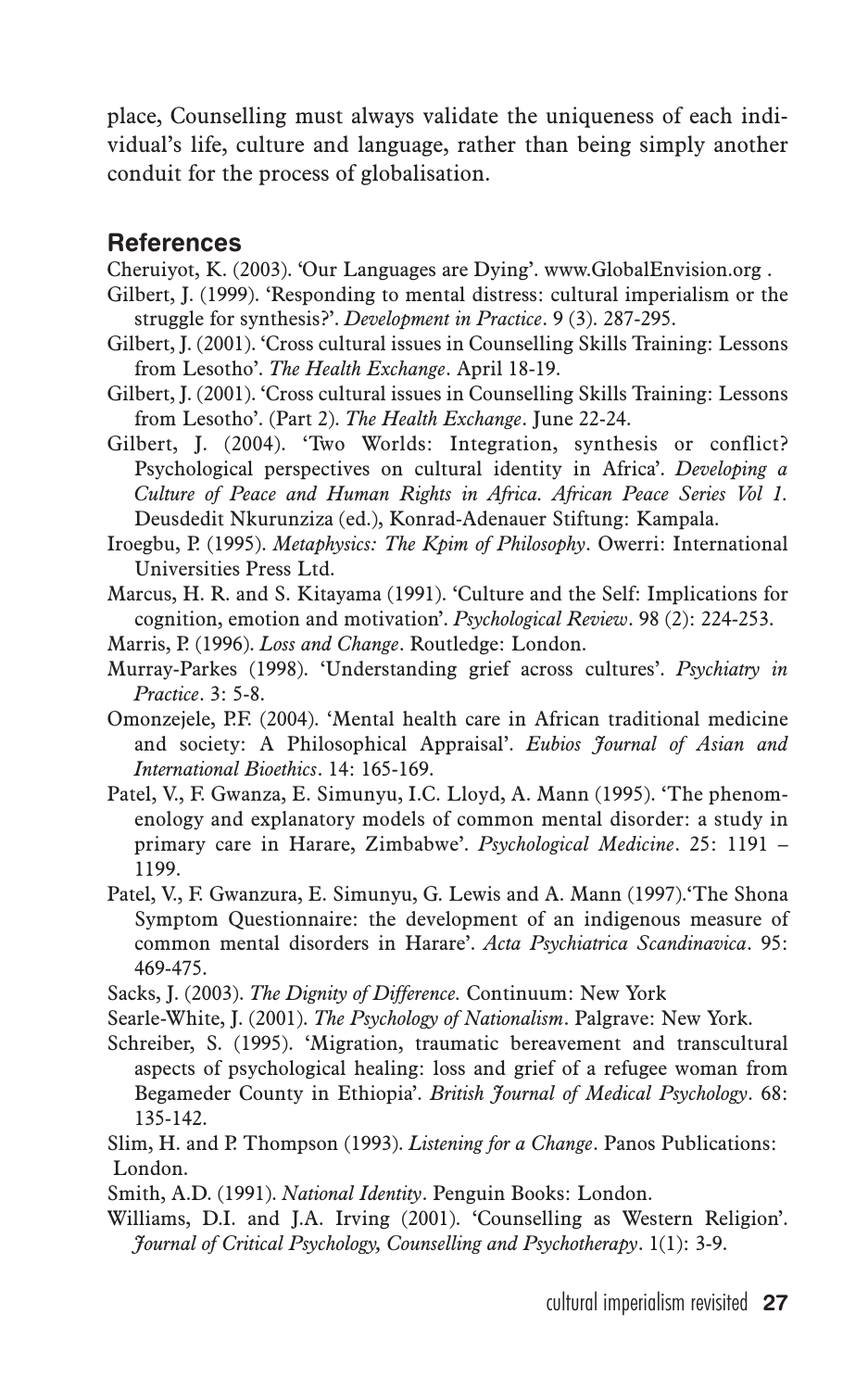place, Counselling must always validate the uniqueness of each individual's life, culture and language, rather than being simply another conduit for the process of globalisation.

## References

Cheruiyot, K. (2003). 'Our Languages are Dying'. www.GlobalEnvision.org .

Gilbert, J. (1999). 'Responding to mental distress: cultural imperialism or the struggle for synthesis?'. *Development in Practice*. 9 (3). 287-295.

Gilbert, J. (2001). 'Cross cultural issues in Counselling Skills Training: Lessons from Lesotho'. *The Health Exchange*. April 18-19.

Gilbert, J. (2001). 'Cross cultural issues in Counselling Skills Training: Lessons from Lesotho'. (Part 2). *The Health Exchange*. June 22-24.

Gilbert, J. (2004). 'Two Worlds: Integration, synthesis or conflict? Psychological perspectives on cultural identity in Africa'. *Developing a Culture of Peace and Human Rights in Africa. African Peace Series Vol 1.* Deusdedit Nkurunziza (ed.), Konrad-Adenauer Stiftung: Kampala.

Iroegbu, P. (1995). *Metaphysics: The Kpim of Philosophy*. Owerri: International Universities Press Ltd.

Marcus, H. R. and S. Kitayama (1991). 'Culture and the Self: Implications for cognition, emotion and motivation'. *Psychological Review*. 98 (2): 224-253.

Marris, P. (1996). *Loss and Change*. Routledge: London.

Murray-Parkes (1998). 'Understanding grief across cultures'. *Psychiatry in Practice*. 3: 5-8.

Omonzejele, P.F. (2004). 'Mental health care in African traditional medicine and society: A Philosophical Appraisal'. *Eubios Journal of Asian and International Bioethics*. 14: 165-169.

Patel, V., F. Gwanza, E. Simunyu, I.C. Lloyd, A. Mann (1995). 'The phenomenology and explanatory models of common mental disorder: a study in primary care in Harare, Zimbabwe'. *Psychological Medicine*. 25: 1191 – 1199.

Patel, V., F. Gwanzura, E. Simunyu, G. Lewis and A. Mann (1997).'The Shona Symptom Questionnaire: the development of an indigenous measure of common mental disorders in Harare'. *Acta Psychiatrica Scandinavica*. 95: 469-475.

Sacks, J. (2003). *The Dignity of Difference.* Continuum: New York

Searle-White, J. (2001). *The Psychology of Nationalism*. Palgrave: New York.

Schreiber, S. (1995). 'Migration, traumatic bereavement and transcultural aspects of psychological healing: loss and grief of a refugee woman from Begameder County in Ethiopia'. *British Journal of Medical Psychology*. 68: 135-142.

Slim, H. and P. Thompson (1993). *Listening for a Change*. Panos Publications: London.

Smith, A.D. (1991). *National Identity*. Penguin Books: London.

Williams, D.I. and J.A. Irving (2001). 'Counselling as Western Religion'. *Journal of Critical Psychology, Counselling and Psychotherapy*. 1(1): 3-9.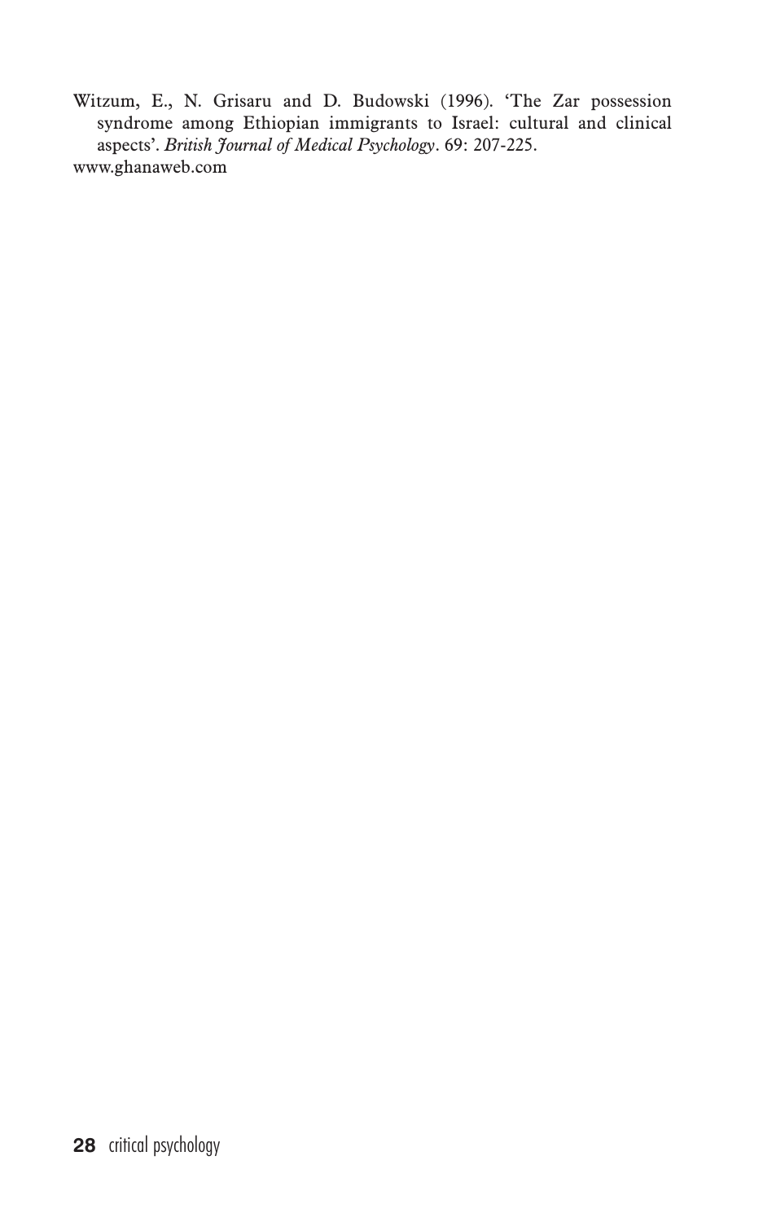Witzum, E., N. Grisaru and D. Budowski (1996). 'The Zar possession syndrome among Ethiopian immigrants to Israel: cultural and clinical aspects'. *British Journal of Medical Psychology*. 69: 207-225.

www.ghanaweb.com